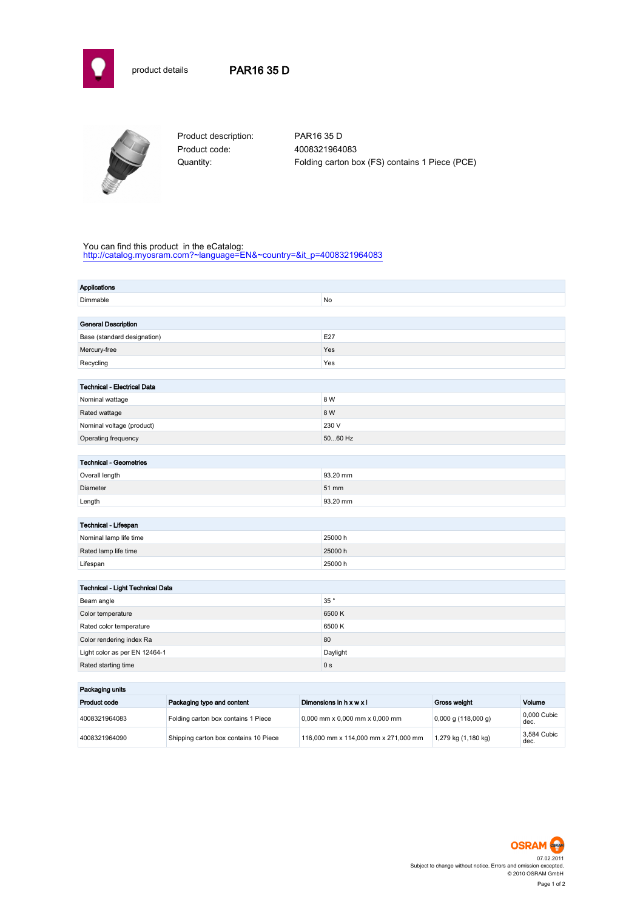product details

# PAR16 35 D

| | |
|---|---|
| Product description: | PAR16 35 D |
| Product code: | 4008321964083 |
| Quantity: | Folding carton box (FS) contains 1 Piece (PCE) |

You can find this product in the eCatalog:
http://catalog.myosram.com?~language=EN&~country=&it_p=4008321964083

| Applications | |
|---|---|
| Dimmable | No |

| General Description | |
|---|---|
| Base (standard designation) | E27 |
| Mercury-free | Yes |
| Recycling | Yes |

| Technical - Electrical Data | |
|---|---|
| Nominal wattage | 8 W |
| Rated wattage | 8 W |
| Nominal voltage (product) | 230 V |
| Operating frequency | 50...60 Hz |

| Technical - Geometries | |
|---|---|
| Overall length | 93.20 mm |
| Diameter | 51 mm |
| Length | 93.20 mm |

| Technical - Lifespan | |
|---|---|
| Nominal lamp life time | 25000 h |
| Rated lamp life time | 25000 h |
| Lifespan | 25000 h |

| Technical - Light Technical Data | |
|---|---|
| Beam angle | 35 ° |
| Color temperature | 6500 K |
| Rated color temperature | 6500 K |
| Color rendering index Ra | 80 |
| Light color as per EN 12464-1 | Daylight |
| Rated starting time | 0 s |

**Packaging units**

| Product code | Packaging type and content | Dimensions in h x w x l | Gross weight | Volume |
|---|---|---|---|---|
| 4008321964083 | Folding carton box contains 1 Piece | 0,000 mm x 0,000 mm x 0,000 mm | 0,000 g (118,000 g) | 0,000 Cubic dec. |
| 4008321964090 | Shipping carton box contains 10 Piece | 116,000 mm x 114,000 mm x 271,000 mm | 1,279 kg (1,180 kg) | 3,584 Cubic dec. |

OSRAM

07.02.2011
Subject to change without notice. Errors and omission excepted.
© 2010 OSRAM GmbH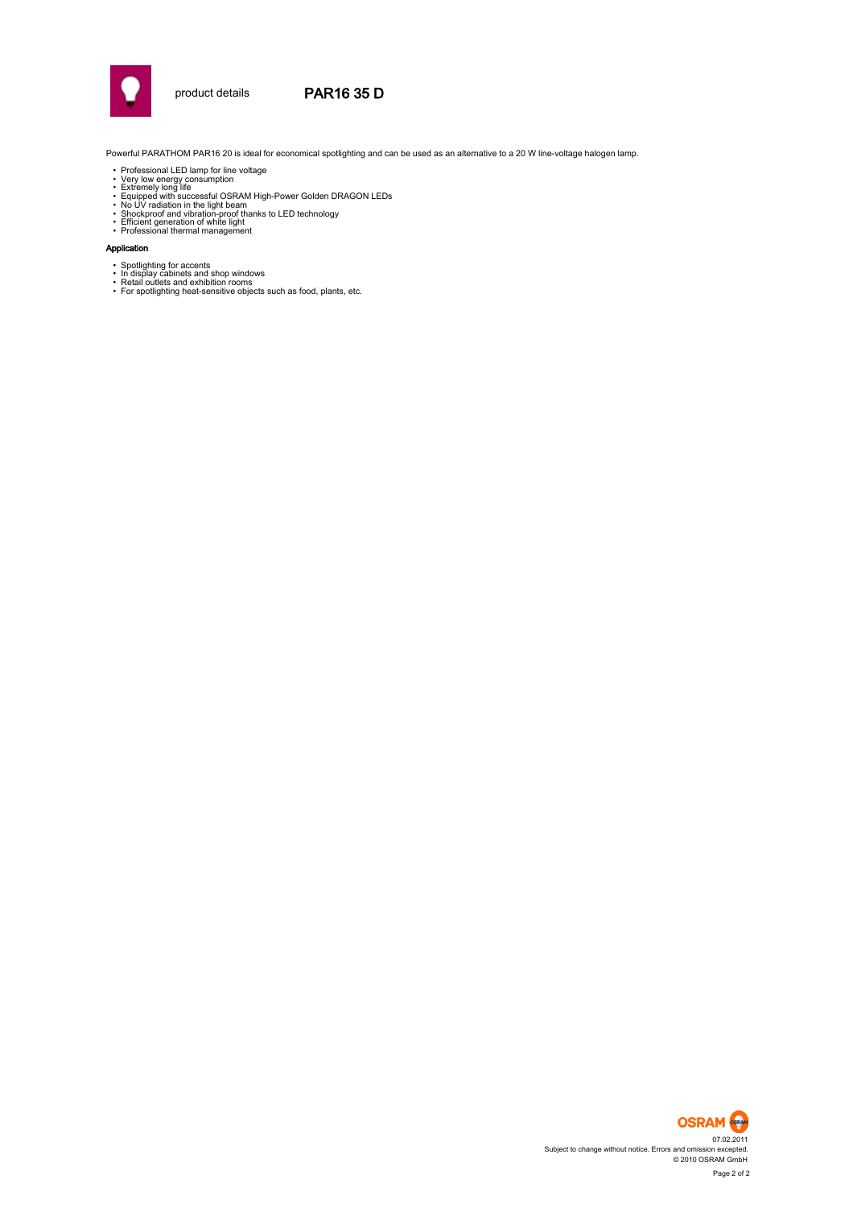product details

# PAR16 35 D

Powerful PARATHOM PAR16 20 is ideal for economical spotlighting and can be used as an alternative to a 20 W line-voltage halogen lamp.

- Professional LED lamp for line voltage
- Very low energy consumption
- Extremely long life
- Equipped with successful OSRAM High-Power Golden DRAGON LEDs
- No UV radiation in the light beam
- Shockproof and vibration-proof thanks to LED technology
- Efficient generation of white light
- Professional thermal management

## Application

- Spotlighting for accents
- In display cabinets and shop windows
- Retail outlets and exhibition rooms
- For spotlighting heat-sensitive objects such as food, plants, etc.

07.02.2011
Subject to change without notice. Errors and omission excepted.
© 2010 OSRAM GmbH